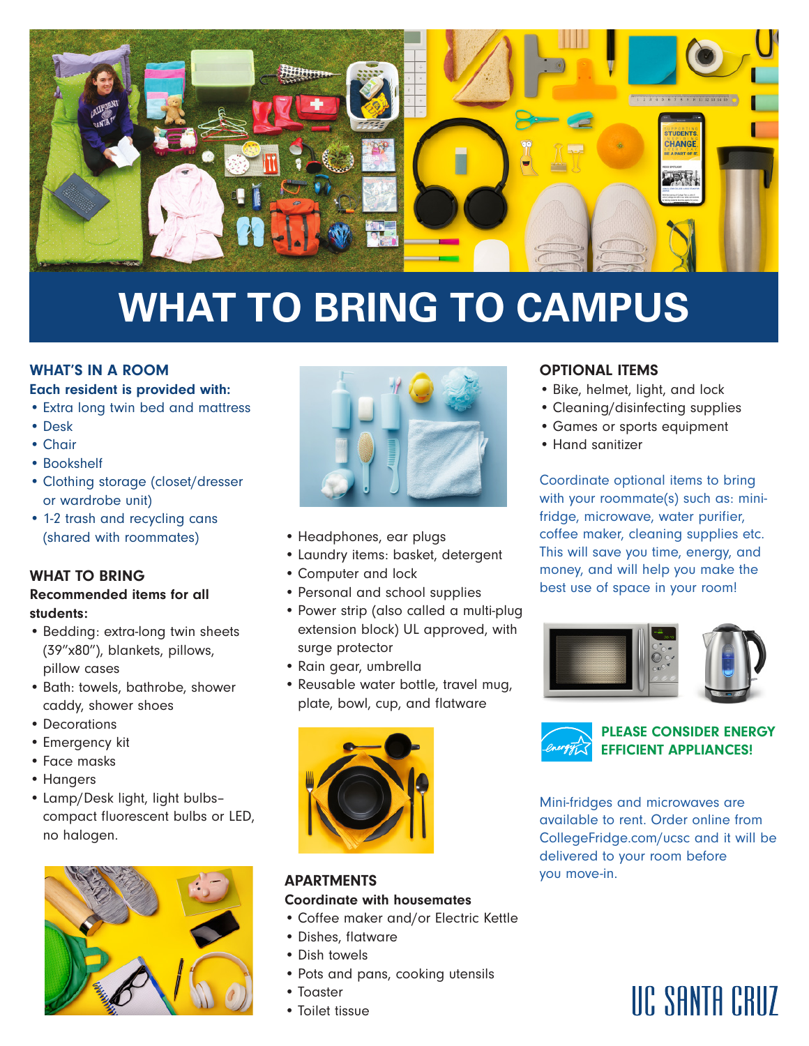# WHAT TO BRING TO CAMPUS

## WHAT'S IN A ROOM

**Each resident is provided with:**

- Extra long twin bed and mattress
- Desk
- Chair
- Bookshelf
- Clothing storage (closet/dresser or wardrobe unit)
- 1-2 trash and recycling cans (shared with roommates)

## WHAT TO BRING

**Recommended items for all students:**

- Bedding: extra-long twin sheets (39"x80"), blankets, pillows, pillow cases
- Bath: towels, bathrobe, shower caddy, shower shoes
- Decorations
- Emergency kit
- Face masks
- Hangers
- Lamp/Desk light, light bulbs– compact fluorescent bulbs or LED, no halogen.
- Headphones, ear plugs
- Laundry items: basket, detergent
- Computer and lock
- Personal and school supplies
- Power strip (also called a multi-plug extension block) UL approved, with surge protector
- Rain gear, umbrella
- Reusable water bottle, travel mug, plate, bowl, cup, and flatware

## APARTMENTS

**Coordinate with housemates**

- Coffee maker and/or Electric Kettle
- Dishes, flatware
- Dish towels
- Pots and pans, cooking utensils
- Toaster
- Toilet tissue

## OPTIONAL ITEMS

- Bike, helmet, light, and lock
- Cleaning/disinfecting supplies
- Games or sports equipment
- Hand sanitizer

Coordinate optional items to bring with your roommate(s) such as: mini-fridge, microwave, water purifier, coffee maker, cleaning supplies etc. This will save you time, energy, and money, and will help you make the best use of space in your room!

**PLEASE CONSIDER ENERGY EFFICIENT APPLIANCES!**

Mini-fridges and microwaves are available to rent. Order online from CollegeFridge.com/ucsc and it will be delivered to your room before you move-in.

UC SANTA CRUZ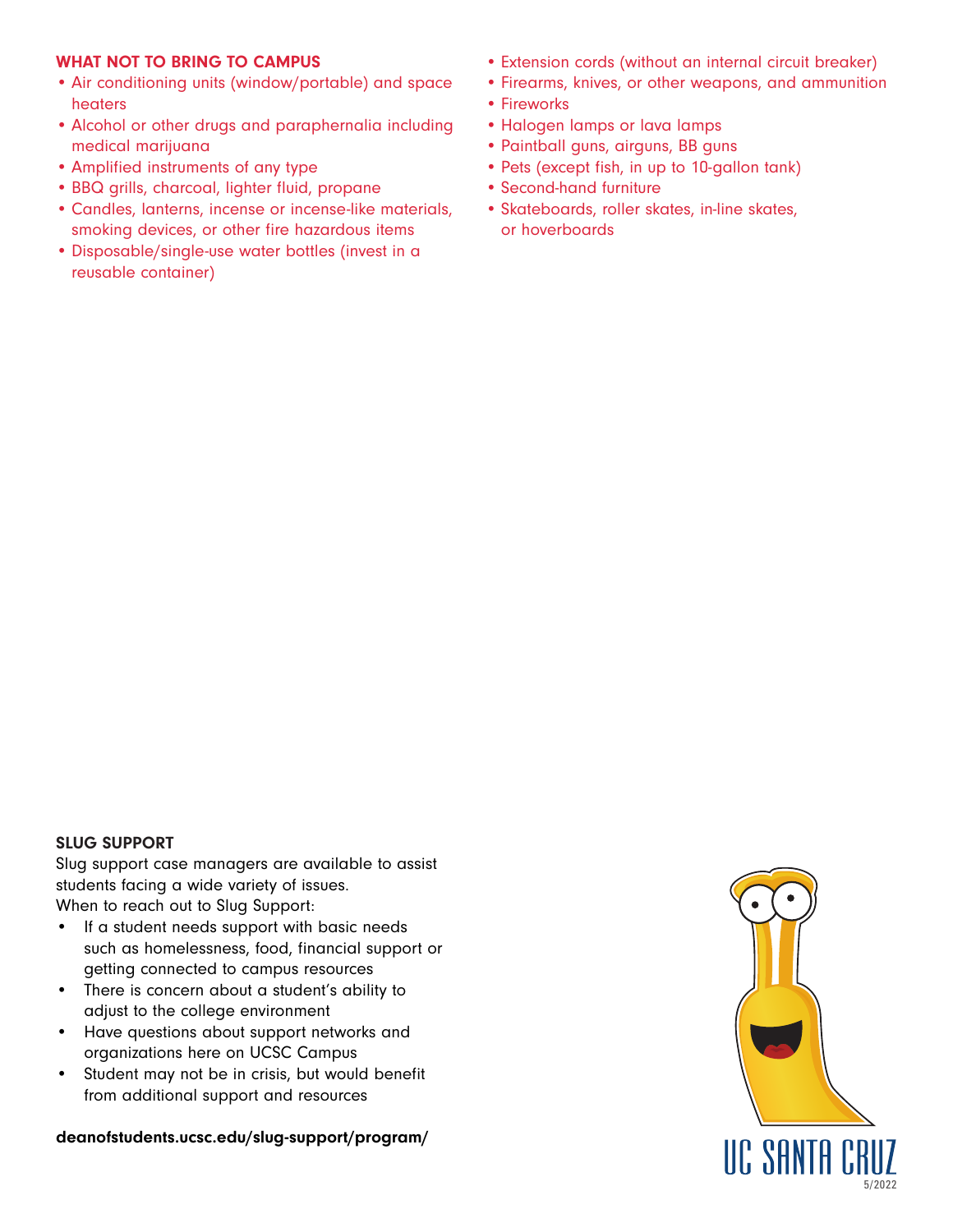## WHAT NOT TO BRING TO CAMPUS

- Air conditioning units (window/portable) and space heaters
- Alcohol or other drugs and paraphernalia including medical marijuana
- Amplified instruments of any type
- BBQ grills, charcoal, lighter fluid, propane
- Candles, lanterns, incense or incense-like materials, smoking devices, or other fire hazardous items
- Disposable/single-use water bottles (invest in a reusable container)
- Extension cords (without an internal circuit breaker)
- Firearms, knives, or other weapons, and ammunition
- Fireworks
- Halogen lamps or lava lamps
- Paintball guns, airguns, BB guns
- Pets (except fish, in up to 10-gallon tank)
- Second-hand furniture
- Skateboards, roller skates, in-line skates, or hoverboards

## SLUG SUPPORT

Slug support case managers are available to assist students facing a wide variety of issues.
When to reach out to Slug Support:

- If a student needs support with basic needs such as homelessness, food, financial support or getting connected to campus resources
- There is concern about a student's ability to adjust to the college environment
- Have questions about support networks and organizations here on UCSC Campus
- Student may not be in crisis, but would benefit from additional support and resources

**deanofstudents.ucsc.edu/slug-support/program/**

UC SANTA CRUZ

5/2022